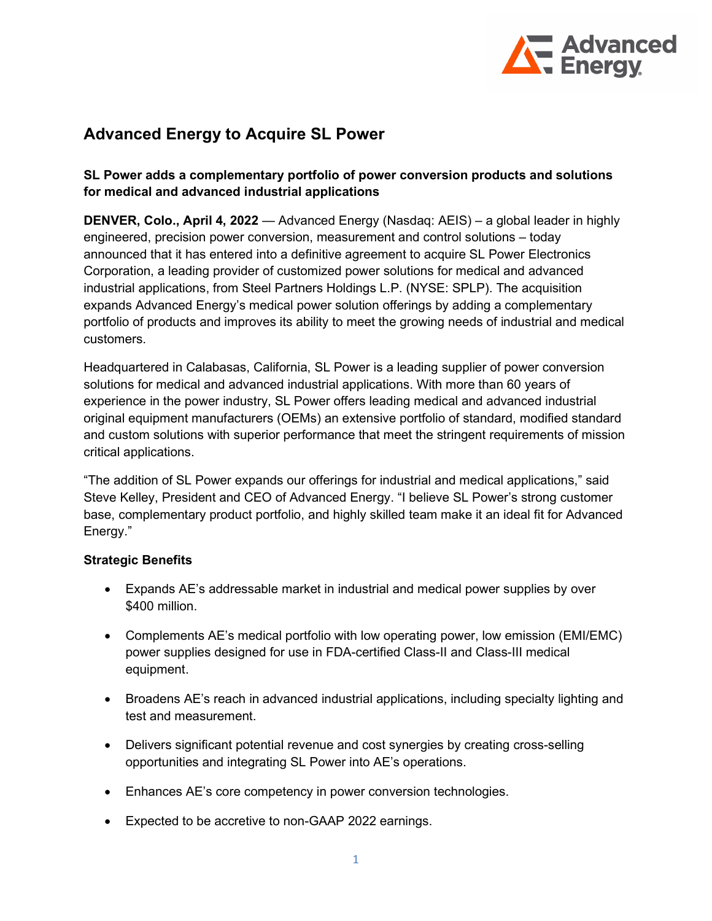# Advanced Energy to Acquire SL Power

**SL Power adds a complementary portfolio of power conversion products and solutions for medical and advanced industrial applications**

**DENVER, Colo., April 4, 2022** — Advanced Energy (Nasdaq: AEIS) – a global leader in highly engineered, precision power conversion, measurement and control solutions – today announced that it has entered into a definitive agreement to acquire SL Power Electronics Corporation, a leading provider of customized power solutions for medical and advanced industrial applications, from Steel Partners Holdings L.P. (NYSE: SPLP). The acquisition expands Advanced Energy's medical power solution offerings by adding a complementary portfolio of products and improves its ability to meet the growing needs of industrial and medical customers.

Headquartered in Calabasas, California, SL Power is a leading supplier of power conversion solutions for medical and advanced industrial applications. With more than 60 years of experience in the power industry, SL Power offers leading medical and advanced industrial original equipment manufacturers (OEMs) an extensive portfolio of standard, modified standard and custom solutions with superior performance that meet the stringent requirements of mission critical applications.

"The addition of SL Power expands our offerings for industrial and medical applications," said Steve Kelley, President and CEO of Advanced Energy. "I believe SL Power's strong customer base, complementary product portfolio, and highly skilled team make it an ideal fit for Advanced Energy."

**Strategic Benefits**

- Expands AE's addressable market in industrial and medical power supplies by over $400 million.
- Complements AE's medical portfolio with low operating power, low emission (EMI/EMC) power supplies designed for use in FDA-certified Class-II and Class-III medical equipment.
- Broadens AE's reach in advanced industrial applications, including specialty lighting and test and measurement.
- Delivers significant potential revenue and cost synergies by creating cross-selling opportunities and integrating SL Power into AE's operations.
- Enhances AE's core competency in power conversion technologies.
- Expected to be accretive to non-GAAP 2022 earnings.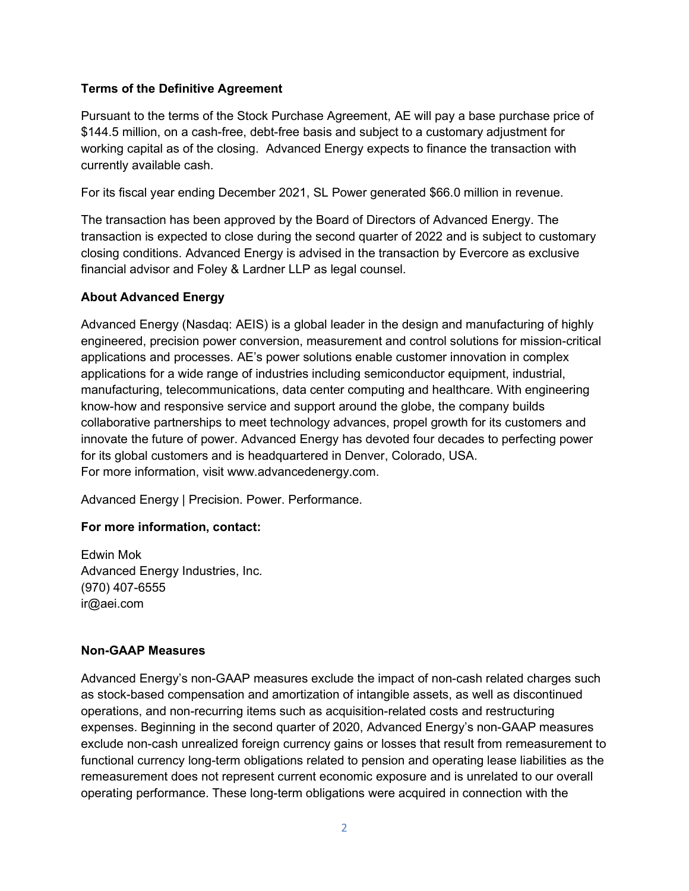**Terms of the Definitive Agreement**

Pursuant to the terms of the Stock Purchase Agreement, AE will pay a base purchase price of $144.5 million, on a cash-free, debt-free basis and subject to a customary adjustment for working capital as of the closing. Advanced Energy expects to finance the transaction with currently available cash.

For its fiscal year ending December 2021, SL Power generated $66.0 million in revenue.

The transaction has been approved by the Board of Directors of Advanced Energy. The transaction is expected to close during the second quarter of 2022 and is subject to customary closing conditions. Advanced Energy is advised in the transaction by Evercore as exclusive financial advisor and Foley & Lardner LLP as legal counsel.

**About Advanced Energy**

Advanced Energy (Nasdaq: AEIS) is a global leader in the design and manufacturing of highly engineered, precision power conversion, measurement and control solutions for mission-critical applications and processes. AE's power solutions enable customer innovation in complex applications for a wide range of industries including semiconductor equipment, industrial, manufacturing, telecommunications, data center computing and healthcare. With engineering know-how and responsive service and support around the globe, the company builds collaborative partnerships to meet technology advances, propel growth for its customers and innovate the future of power. Advanced Energy has devoted four decades to perfecting power for its global customers and is headquartered in Denver, Colorado, USA.
For more information, visit www.advancedenergy.com.

Advanced Energy | Precision. Power. Performance.

**For more information, contact:**

Edwin Mok
Advanced Energy Industries, Inc.
(970) 407-6555
ir@aei.com

**Non-GAAP Measures**

Advanced Energy's non-GAAP measures exclude the impact of non-cash related charges such as stock-based compensation and amortization of intangible assets, as well as discontinued operations, and non-recurring items such as acquisition-related costs and restructuring expenses. Beginning in the second quarter of 2020, Advanced Energy's non-GAAP measures exclude non-cash unrealized foreign currency gains or losses that result from remeasurement to functional currency long-term obligations related to pension and operating lease liabilities as the remeasurement does not represent current economic exposure and is unrelated to our overall operating performance. These long-term obligations were acquired in connection with the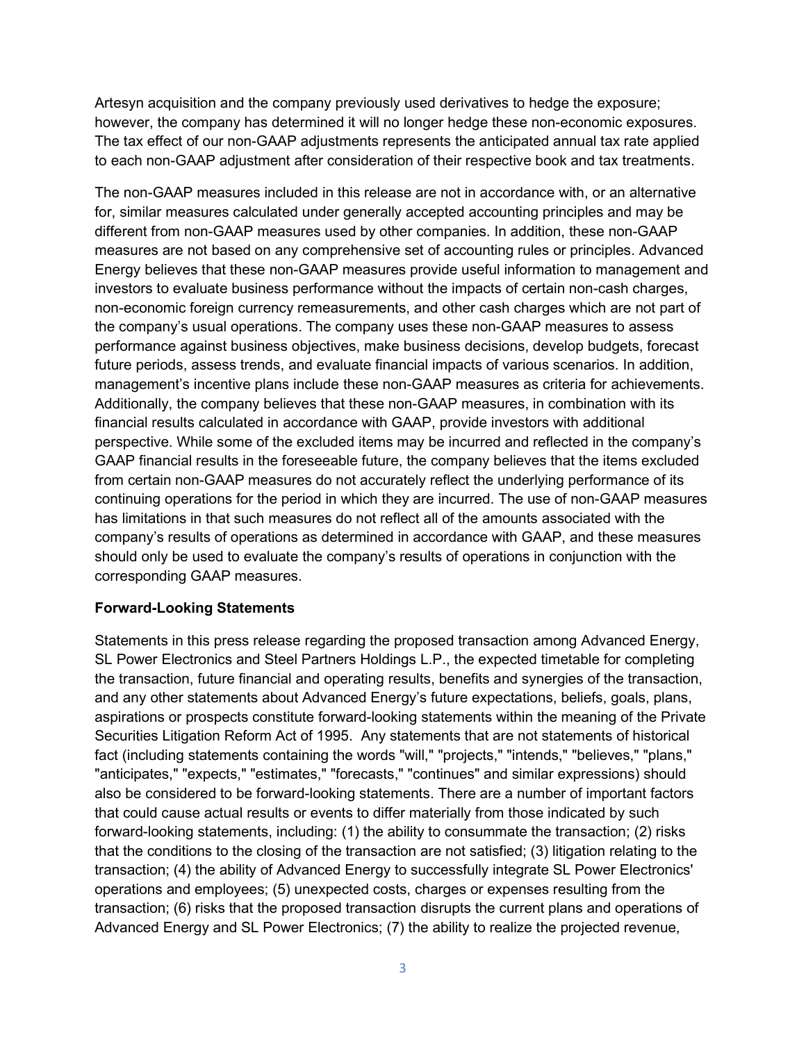Artesyn acquisition and the company previously used derivatives to hedge the exposure; however, the company has determined it will no longer hedge these non-economic exposures. The tax effect of our non-GAAP adjustments represents the anticipated annual tax rate applied to each non-GAAP adjustment after consideration of their respective book and tax treatments.

The non-GAAP measures included in this release are not in accordance with, or an alternative for, similar measures calculated under generally accepted accounting principles and may be different from non-GAAP measures used by other companies. In addition, these non-GAAP measures are not based on any comprehensive set of accounting rules or principles. Advanced Energy believes that these non-GAAP measures provide useful information to management and investors to evaluate business performance without the impacts of certain non-cash charges, non-economic foreign currency remeasurements, and other cash charges which are not part of the company's usual operations. The company uses these non-GAAP measures to assess performance against business objectives, make business decisions, develop budgets, forecast future periods, assess trends, and evaluate financial impacts of various scenarios. In addition, management's incentive plans include these non-GAAP measures as criteria for achievements. Additionally, the company believes that these non-GAAP measures, in combination with its financial results calculated in accordance with GAAP, provide investors with additional perspective. While some of the excluded items may be incurred and reflected in the company's GAAP financial results in the foreseeable future, the company believes that the items excluded from certain non-GAAP measures do not accurately reflect the underlying performance of its continuing operations for the period in which they are incurred. The use of non-GAAP measures has limitations in that such measures do not reflect all of the amounts associated with the company's results of operations as determined in accordance with GAAP, and these measures should only be used to evaluate the company's results of operations in conjunction with the corresponding GAAP measures.

**Forward-Looking Statements**

Statements in this press release regarding the proposed transaction among Advanced Energy, SL Power Electronics and Steel Partners Holdings L.P., the expected timetable for completing the transaction, future financial and operating results, benefits and synergies of the transaction, and any other statements about Advanced Energy's future expectations, beliefs, goals, plans, aspirations or prospects constitute forward-looking statements within the meaning of the Private Securities Litigation Reform Act of 1995. Any statements that are not statements of historical fact (including statements containing the words "will," "projects," "intends," "believes," "plans," "anticipates," "expects," "estimates," "forecasts," "continues" and similar expressions) should also be considered to be forward-looking statements. There are a number of important factors that could cause actual results or events to differ materially from those indicated by such forward-looking statements, including: (1) the ability to consummate the transaction; (2) risks that the conditions to the closing of the transaction are not satisfied; (3) litigation relating to the transaction; (4) the ability of Advanced Energy to successfully integrate SL Power Electronics' operations and employees; (5) unexpected costs, charges or expenses resulting from the transaction; (6) risks that the proposed transaction disrupts the current plans and operations of Advanced Energy and SL Power Electronics; (7) the ability to realize the projected revenue,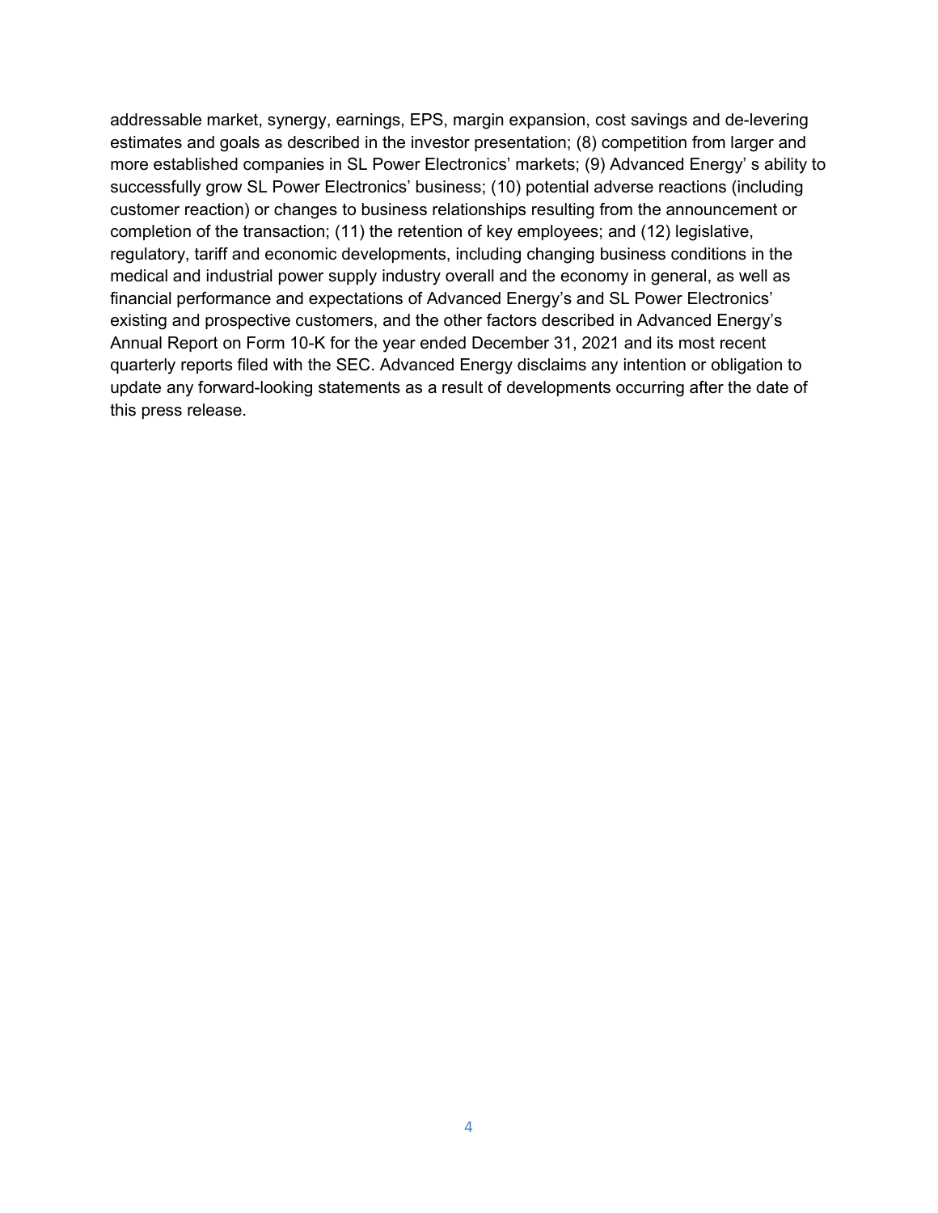addressable market, synergy, earnings, EPS, margin expansion, cost savings and de-levering estimates and goals as described in the investor presentation; (8) competition from larger and more established companies in SL Power Electronics' markets; (9) Advanced Energy' s ability to successfully grow SL Power Electronics' business; (10) potential adverse reactions (including customer reaction) or changes to business relationships resulting from the announcement or completion of the transaction; (11) the retention of key employees; and (12) legislative, regulatory, tariff and economic developments, including changing business conditions in the medical and industrial power supply industry overall and the economy in general, as well as financial performance and expectations of Advanced Energy's and SL Power Electronics' existing and prospective customers, and the other factors described in Advanced Energy's Annual Report on Form 10-K for the year ended December 31, 2021 and its most recent quarterly reports filed with the SEC. Advanced Energy disclaims any intention or obligation to update any forward-looking statements as a result of developments occurring after the date of this press release.